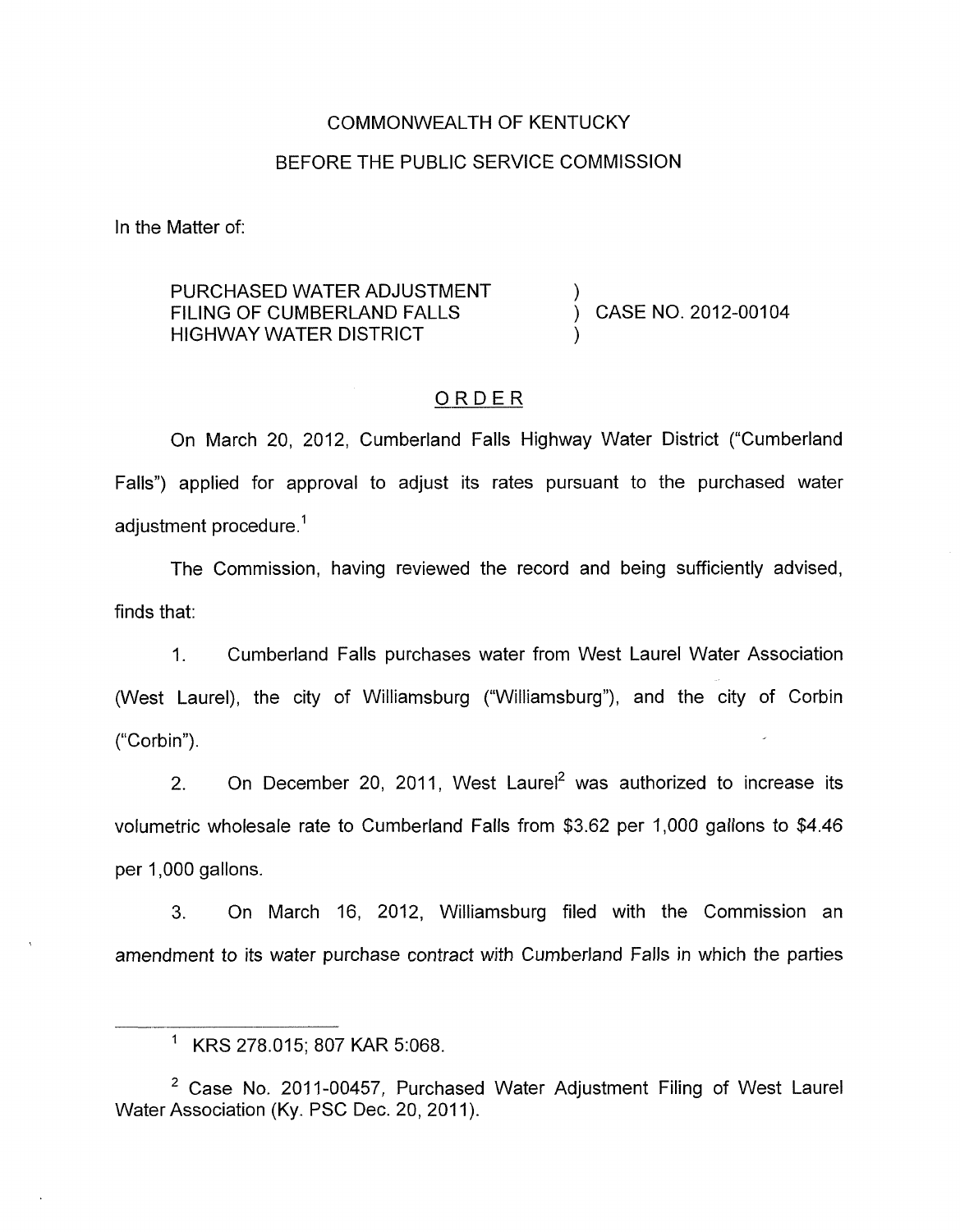COMMONWEALTH OF KENTUCKY

BEFORE THE PUBLIC SERVICE COMMISSION

In the Matter of:

| | | |
|---|---|---|
| PURCHASED WATER ADJUSTMENT FILING OF CUMBERLAND FALLS HIGHWAY WATER DISTRICT | ) ) ) | CASE NO. 2012-00104 |

## ORDER

On March 20, 2012, Cumberland Falls Highway Water District ("Cumberland Falls") applied for approval to adjust its rates pursuant to the purchased water adjustment procedure.[1]

The Commission, having reviewed the record and being sufficiently advised, finds that:

1. Cumberland Falls purchases water from West Laurel Water Association (West Laurel), the city of Williamsburg ("Williamsburg"), and the city of Corbin ("Corbin").

2. On December 20, 2011, West Laurel[2] was authorized to increase its volumetric wholesale rate to Cumberland Falls from $3.62 per 1,000 gallons to $4.46 per 1,000 gallons.

3. On March 16, 2012, Williamsburg filed with the Commission an amendment to its water purchase contract with Cumberland Falls in which the parties

---

[1] KRS 278.015; 807 KAR 5:068.

[2] Case No. 2011-00457, Purchased Water Adjustment Filing of West Laurel Water Association (Ky. PSC Dec. 20, 2011).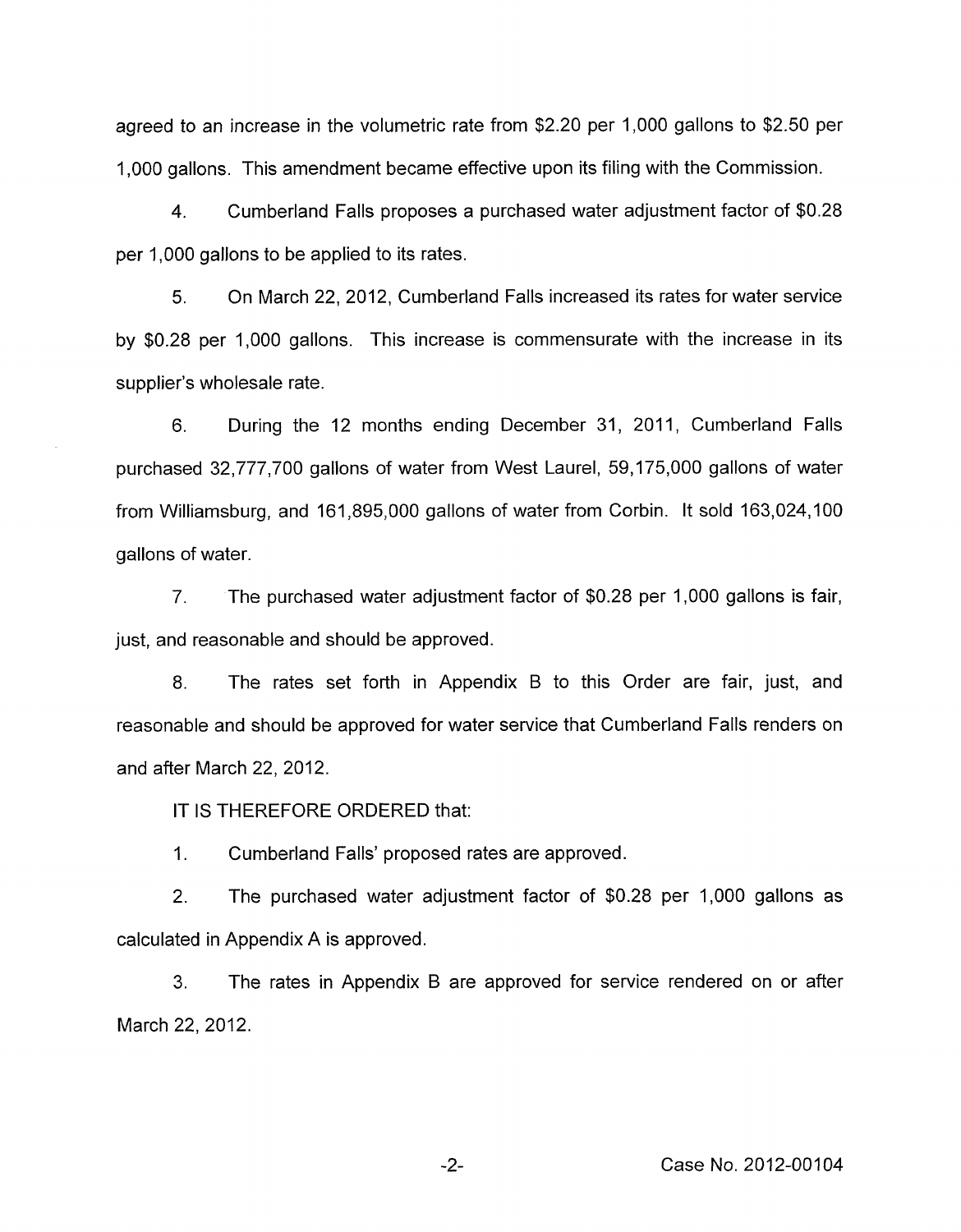agreed to an increase in the volumetric rate from $2.20 per 1,000 gallons to $2.50 per 1,000 gallons. This amendment became effective upon its filing with the Commission.

4. Cumberland Falls proposes a purchased water adjustment factor of $0.28 per 1,000 gallons to be applied to its rates.

5. On March 22, 2012, Cumberland Falls increased its rates for water service by $0.28 per 1,000 gallons. This increase is commensurate with the increase in its supplier's wholesale rate.

6. During the 12 months ending December 31, 2011, Cumberland Falls purchased 32,777,700 gallons of water from West Laurel, 59,175,000 gallons of water from Williamsburg, and 161,895,000 gallons of water from Corbin. It sold 163,024,100 gallons of water.

7. The purchased water adjustment factor of $0.28 per 1,000 gallons is fair, just, and reasonable and should be approved.

8. The rates set forth in Appendix B to this Order are fair, just, and reasonable and should be approved for water service that Cumberland Falls renders on and after March 22, 2012.

IT IS THEREFORE ORDERED that:

1. Cumberland Falls' proposed rates are approved.

2. The purchased water adjustment factor of $0.28 per 1,000 gallons as calculated in Appendix A is approved.

3. The rates in Appendix B are approved for service rendered on or after March 22, 2012.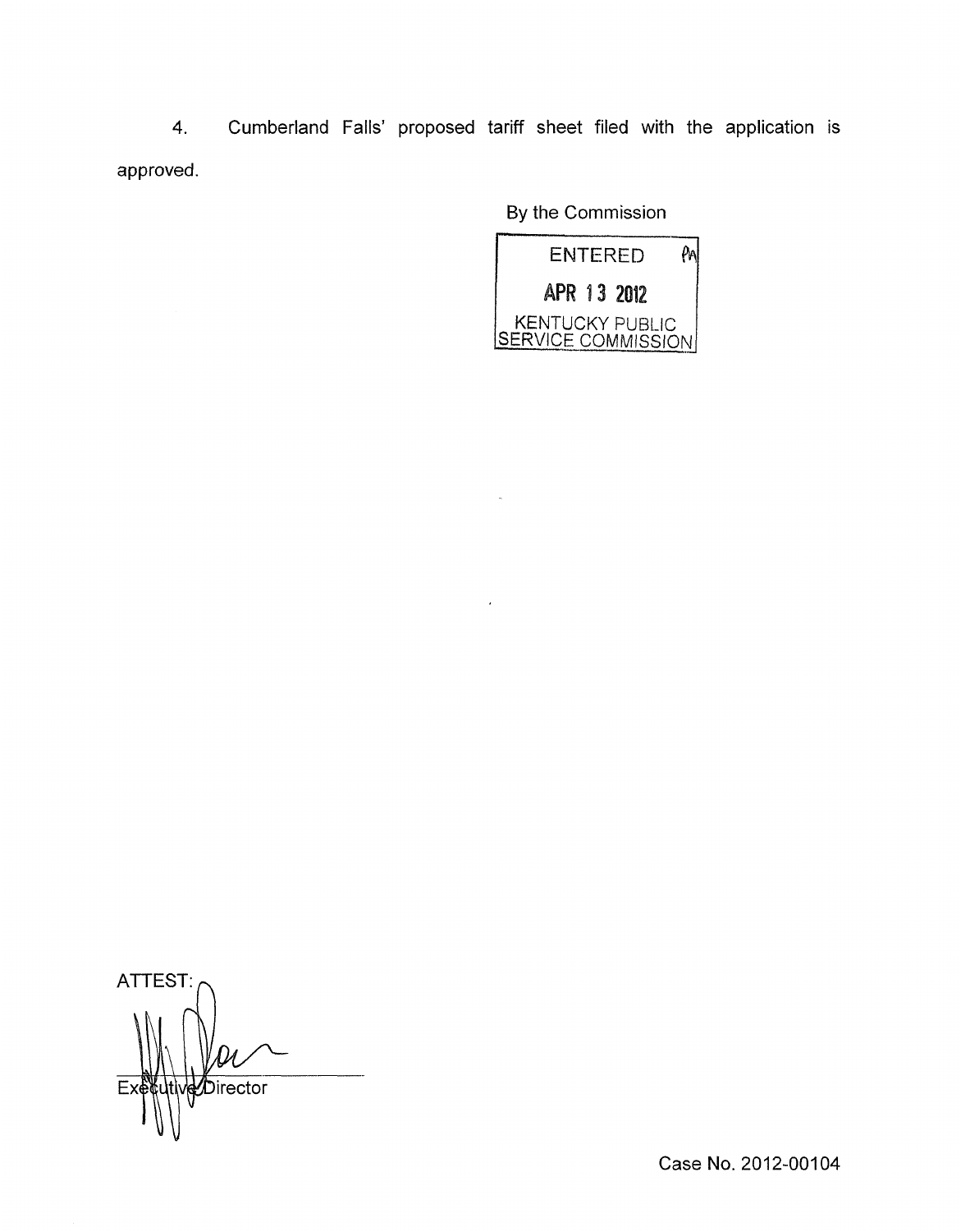4. Cumberland Falls' proposed tariff sheet filed with the application is approved.

By the Commission

ENTERED PA

APR 13 2012

KENTUCKY PUBLIC SERVICE COMMISSION

ATTEST:

Executive Director

Case No. 2012-00104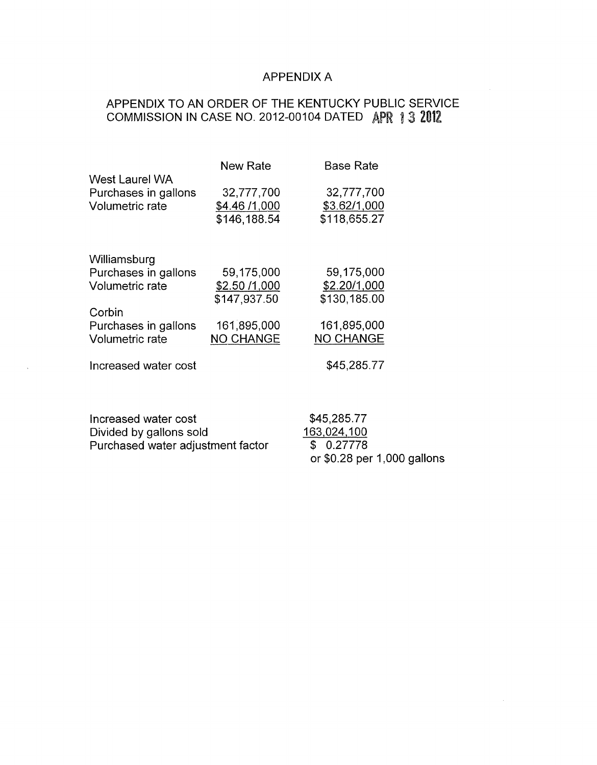# APPENDIX A

## APPENDIX TO AN ORDER OF THE KENTUCKY PUBLIC SERVICE COMMISSION IN CASE NO. 2012-00104 DATED APR 13 2012

| | New Rate | Base Rate |
|---|---|---|
| West Laurel WA | | |
| Purchases in gallons | 32,777,700 | 32,777,700 |
| Volumetric rate | $4.46 /1,000 | $3.62/1,000 |
| | $146,188.54 | $118,655.27 |
| | | |
| Williamsburg | | |
| Purchases in gallons | 59,175,000 | 59,175,000 |
| Volumetric rate | $2.50 /1,000 | $2.20/1,000 |
| | $147,937.50 | $130,185.00 |
| Corbin | | |
| Purchases in gallons | 161,895,000 | 161,895,000 |
| Volumetric rate | NO CHANGE | NO CHANGE |
| | | |
| Increased water cost | | $45,285.77 |

| | |
|---|---|
| Increased water cost | $45,285.77 |
| Divided by gallons sold | 163,024,100 |
| Purchased water adjustment factor | $ 0.27778 |
| | or $0.28 per 1,000 gallons |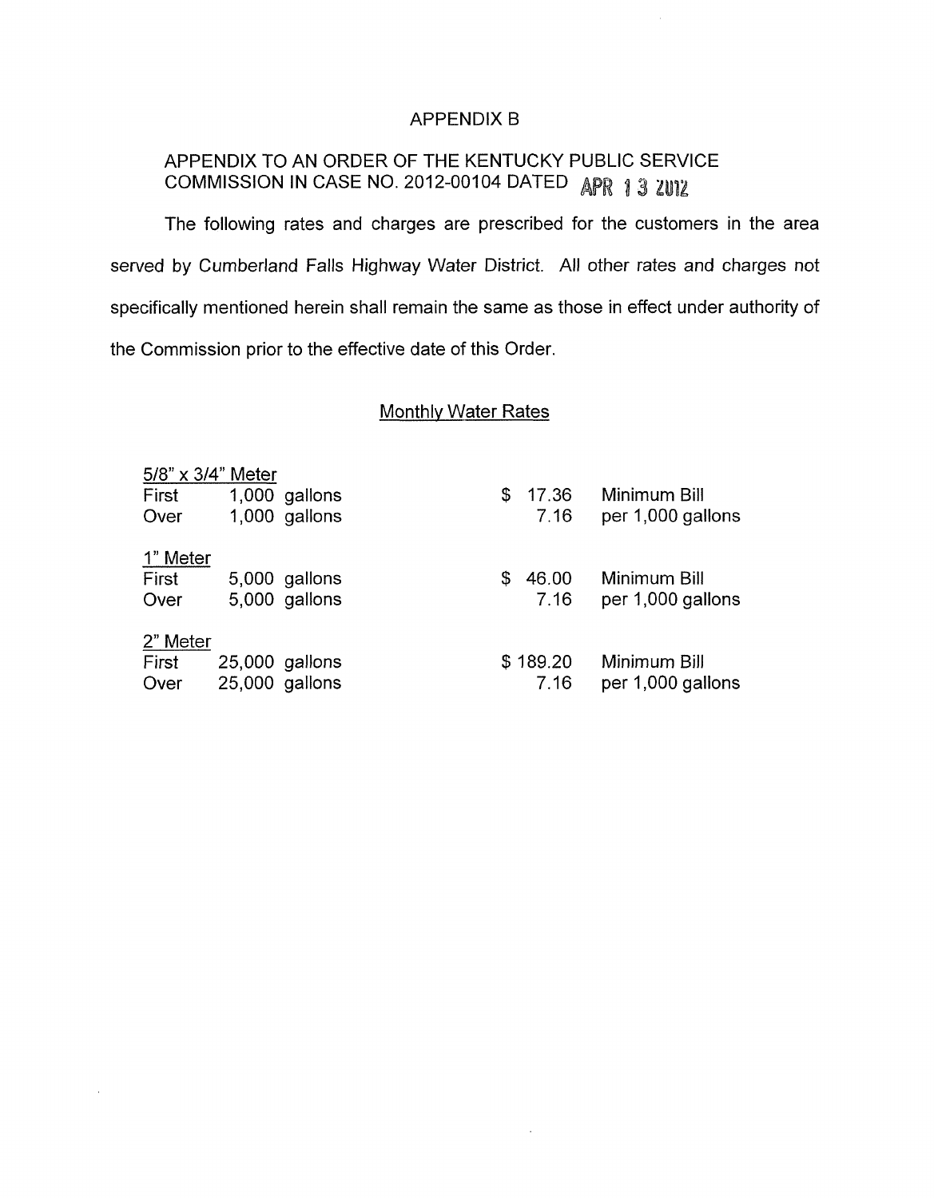# APPENDIX B

## APPENDIX TO AN ORDER OF THE KENTUCKY PUBLIC SERVICE COMMISSION IN CASE NO. 2012-00104 DATED APR 13 2012

The following rates and charges are prescribed for the customers in the area served by Cumberland Falls Highway Water District. All other rates and charges not specifically mentioned herein shall remain the same as those in effect under authority of the Commission prior to the effective date of this Order.

### Monthly Water Rates

| | | | |
|---|---|---|---|
| **5/8" x 3/4" Meter** | | | |
| First | 1,000 gallons | $ 17.36 | Minimum Bill |
| Over | 1,000 gallons | 7.16 | per 1,000 gallons |
| **1" Meter** | | | |
| First | 5,000 gallons | $ 46.00 | Minimum Bill |
| Over | 5,000 gallons | 7.16 | per 1,000 gallons |
| **2" Meter** | | | |
| First | 25,000 gallons | $ 189.20 | Minimum Bill |
| Over | 25,000 gallons | 7.16 | per 1,000 gallons |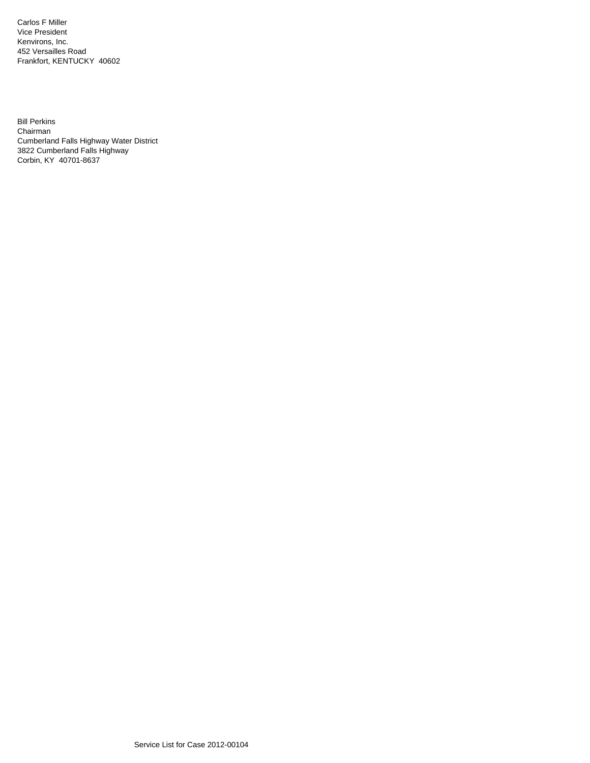Carlos F Miller
Vice President
Kenvirons, Inc.
452 Versailles Road
Frankfort, KENTUCKY  40602

Bill Perkins
Chairman
Cumberland Falls Highway Water District
3822 Cumberland Falls Highway
Corbin, KY  40701-8637